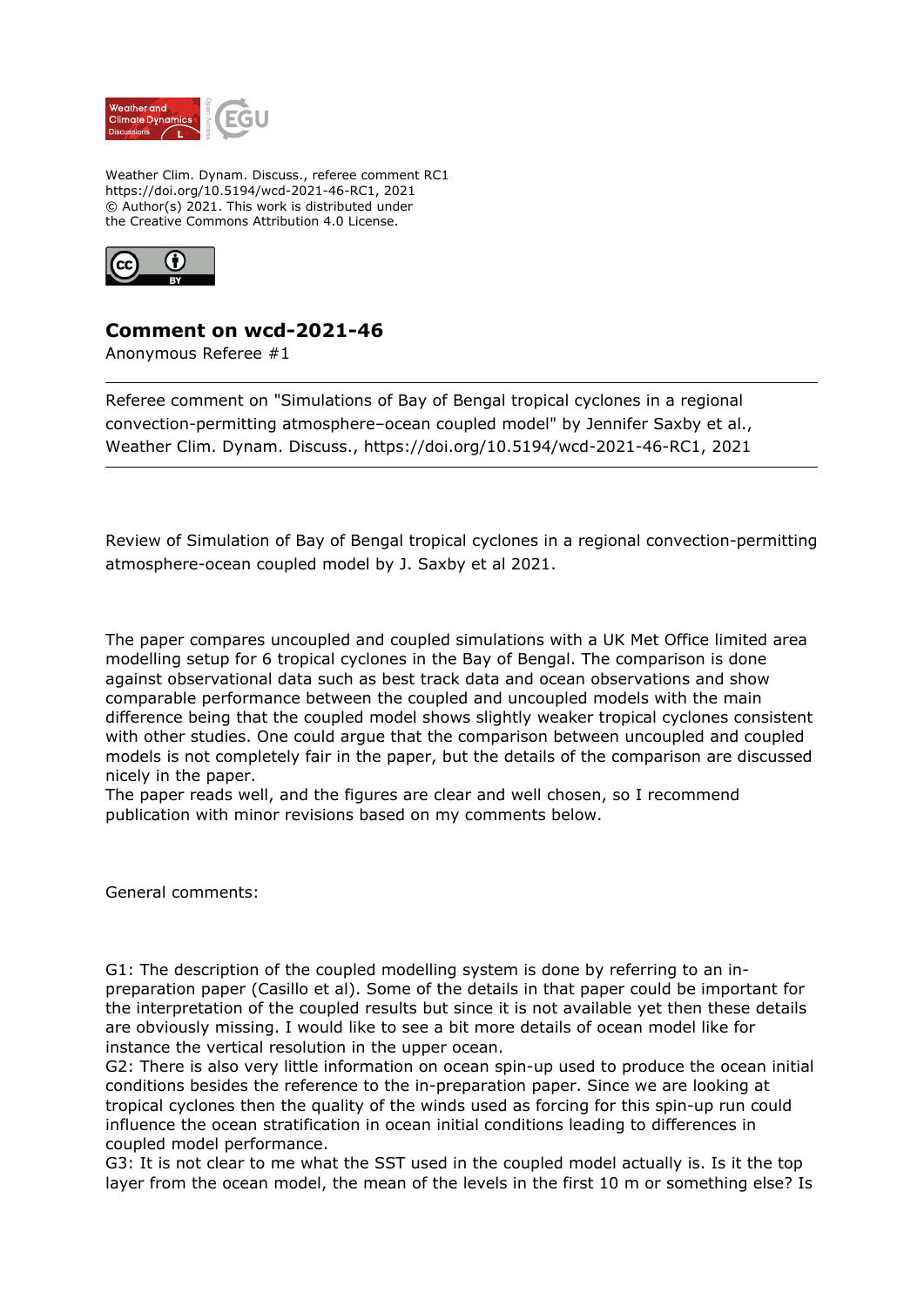Weather Clim. Dynam. Discuss., referee comment RC1
https://doi.org/10.5194/wcd-2021-46-RC1, 2021
© Author(s) 2021. This work is distributed under
the Creative Commons Attribution 4.0 License.

## Comment on wcd-2021-46

Anonymous Referee #1

---

Referee comment on "Simulations of Bay of Bengal tropical cyclones in a regional convection-permitting atmosphere–ocean coupled model" by Jennifer Saxby et al., Weather Clim. Dynam. Discuss., https://doi.org/10.5194/wcd-2021-46-RC1, 2021

---

Review of Simulation of Bay of Bengal tropical cyclones in a regional convection-permitting atmosphere-ocean coupled model by J. Saxby et al 2021.

The paper compares uncoupled and coupled simulations with a UK Met Office limited area modelling setup for 6 tropical cyclones in the Bay of Bengal. The comparison is done against observational data such as best track data and ocean observations and show comparable performance between the coupled and uncoupled models with the main difference being that the coupled model shows slightly weaker tropical cyclones consistent with other studies. One could argue that the comparison between uncoupled and coupled models is not completely fair in the paper, but the details of the comparison are discussed nicely in the paper.
The paper reads well, and the figures are clear and well chosen, so I recommend publication with minor revisions based on my comments below.

General comments:

G1: The description of the coupled modelling system is done by referring to an in-preparation paper (Casillo et al). Some of the details in that paper could be important for the interpretation of the coupled results but since it is not available yet then these details are obviously missing. I would like to see a bit more details of ocean model like for instance the vertical resolution in the upper ocean.
G2: There is also very little information on ocean spin-up used to produce the ocean initial conditions besides the reference to the in-preparation paper. Since we are looking at tropical cyclones then the quality of the winds used as forcing for this spin-up run could influence the ocean stratification in ocean initial conditions leading to differences in coupled model performance.
G3: It is not clear to me what the SST used in the coupled model actually is. Is it the top layer from the ocean model, the mean of the levels in the first 10 m or something else? Is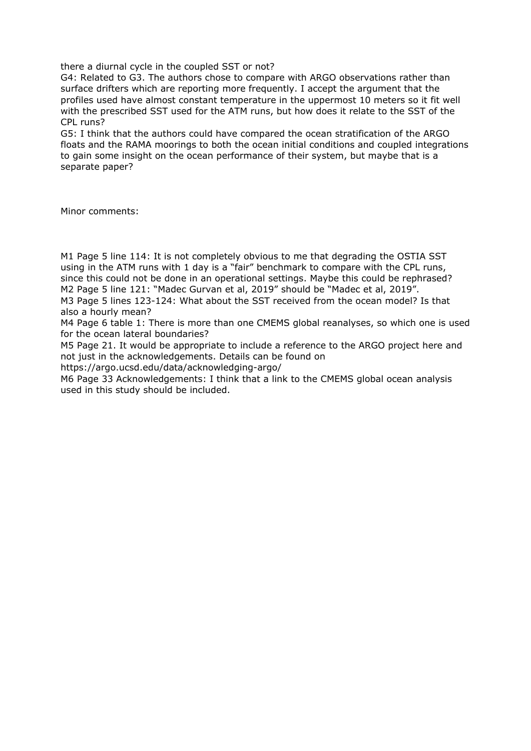there a diurnal cycle in the coupled SST or not?

G4: Related to G3. The authors chose to compare with ARGO observations rather than surface drifters which are reporting more frequently. I accept the argument that the profiles used have almost constant temperature in the uppermost 10 meters so it fit well with the prescribed SST used for the ATM runs, but how does it relate to the SST of the CPL runs?

G5: I think that the authors could have compared the ocean stratification of the ARGO floats and the RAMA moorings to both the ocean initial conditions and coupled integrations to gain some insight on the ocean performance of their system, but maybe that is a separate paper?

Minor comments:

M1 Page 5 line 114: It is not completely obvious to me that degrading the OSTIA SST using in the ATM runs with 1 day is a "fair" benchmark to compare with the CPL runs, since this could not be done in an operational settings. Maybe this could be rephrased?

M2 Page 5 line 121: "Madec Gurvan et al, 2019" should be "Madec et al, 2019".

M3 Page 5 lines 123-124: What about the SST received from the ocean model? Is that also a hourly mean?

M4 Page 6 table 1: There is more than one CMEMS global reanalyses, so which one is used for the ocean lateral boundaries?

M5 Page 21. It would be appropriate to include a reference to the ARGO project here and not just in the acknowledgements. Details can be found on https://argo.ucsd.edu/data/acknowledging-argo/

M6 Page 33 Acknowledgements: I think that a link to the CMEMS global ocean analysis used in this study should be included.